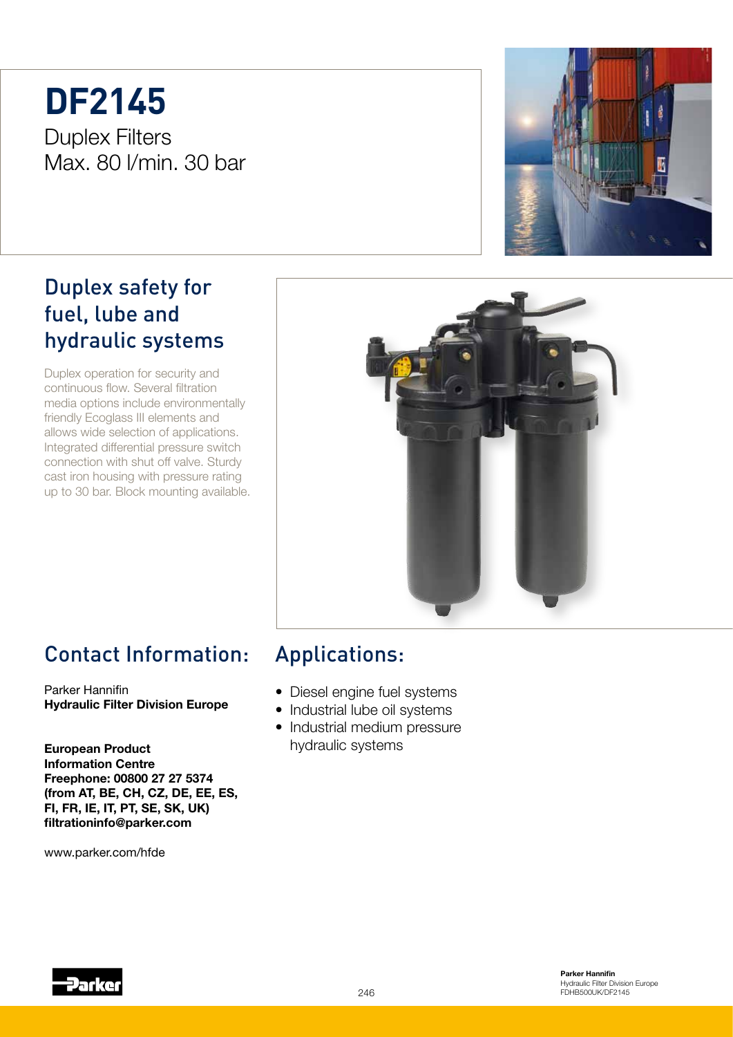# DF2145

Duplex Filters
Max. 80 l/min. 30 bar

## Duplex safety for fuel, lube and hydraulic systems

Duplex operation for security and continuous flow. Several filtration media options include environmentally friendly Ecoglass III elements and allows wide selection of applications. Integrated differential pressure switch connection with shut off valve. Sturdy cast iron housing with pressure rating up to 30 bar. Block mounting available.

## Contact Information:

Parker Hannifin
**Hydraulic Filter Division Europe**

**European Product Information Centre**
**Freephone: 00800 27 27 5374**
**(from AT, BE, CH, CZ, DE, EE, ES, FI, FR, IE, IT, PT, SE, SK, UK)**
**filtrationinfo@parker.com**

www.parker.com/hfde

## Applications:

- Diesel engine fuel systems
- Industrial lube oil systems
- Industrial medium pressure hydraulic systems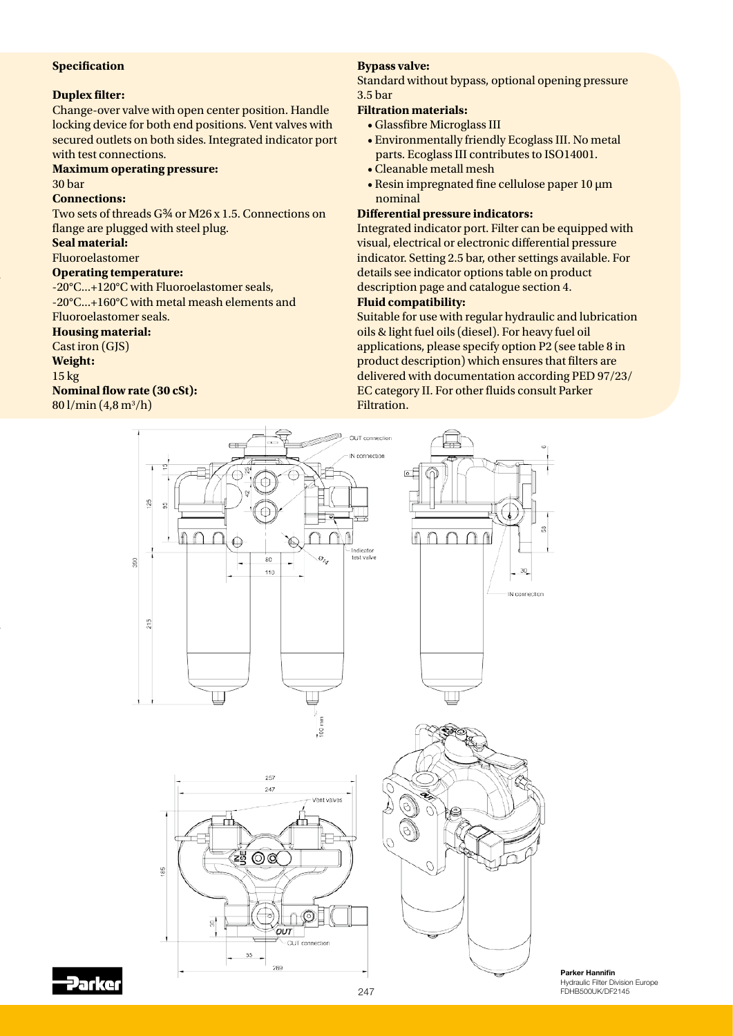**Specification**

**Duplex filter:**
Change-over valve with open center position. Handle locking device for both end positions. Vent valves with secured outlets on both sides. Integrated indicator port with test connections.

**Maximum operating pressure:**
30 bar

**Connections:**
Two sets of threads G¾ or M26 x 1.5. Connections on flange are plugged with steel plug.

**Seal material:**
Fluoroelastomer

**Operating temperature:**
-20°C...+120°C with Fluoroelastomer seals,
-20°C...+160°C with metal meash elements and Fluoroelastomer seals.

**Housing material:**
Cast iron (GJS)

**Weight:**
15 kg

**Nominal flow rate (30 cSt):**
80 l/min (4,8 m³/h)

**Bypass valve:**
Standard without bypass, optional opening pressure 3.5 bar

**Filtration materials:**

- Glassfibre Microglass III
- Environmentally friendly Ecoglass III. No metal parts. Ecoglass III contributes to ISO14001.
- Cleanable metall mesh
- Resin impregnated fine cellulose paper 10 µm nominal

**Differential pressure indicators:**
Integrated indicator port. Filter can be equipped with visual, electrical or electronic differential pressure indicator. Setting 2.5 bar, other settings available. For details see indicator options table on product description page and catalogue section 4.

**Fluid compatibility:**
Suitable for use with regular hydraulic and lubrication oils & light fuel oils (diesel). For heavy fuel oil applications, please specify option P2 (see table 8 in product description) which ensures that filters are delivered with documentation according PED 97/23/ EC category II. For other fluids consult Parker Filtration.

Parker Hannifin
Hydraulic Filter Division Europe
FDHB500UK/DF2145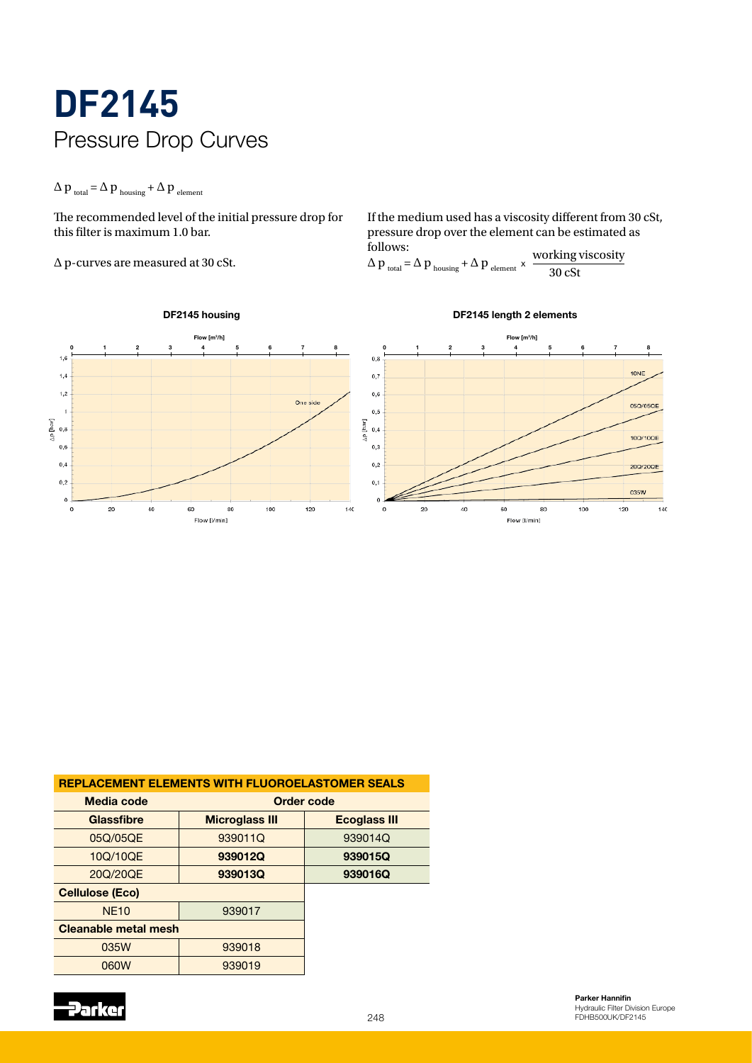# DF2145

## Pressure Drop Curves

$\Delta p_{total} = \Delta p_{housing} + \Delta p_{element}$

The recommended level of the initial pressure drop for this filter is maximum 1.0 bar.

Δ p-curves are measured at 30 cSt.

If the medium used has a viscosity different from 30 cSt, pressure drop over the element can be estimated as follows:

$$\Delta p_{total} = \Delta p_{housing} + \Delta p_{element} \times \frac{\text{working viscosity}}{30 \text{ cSt}}$$

**DF2145 housing**

**DF2145 length 2 elements**

| **REPLACEMENT ELEMENTS WITH FLUOROELASTOMER SEALS** | | |
|---|---|---|
| **Media code** | **Order code** | |
| **Glassfibre** | **Microglass III** | **Ecoglass III** |
| 05Q/05QE | 939011Q | 939014Q |
| 10Q/10QE | **939012Q** | **939015Q** |
| 20Q/20QE | **939013Q** | **939016Q** |
| **Cellulose (Eco)** | | |
| NE10 | 939017 | |
| **Cleanable metal mesh** | | |
| 035W | 939018 | |
| 060W | 939019 | |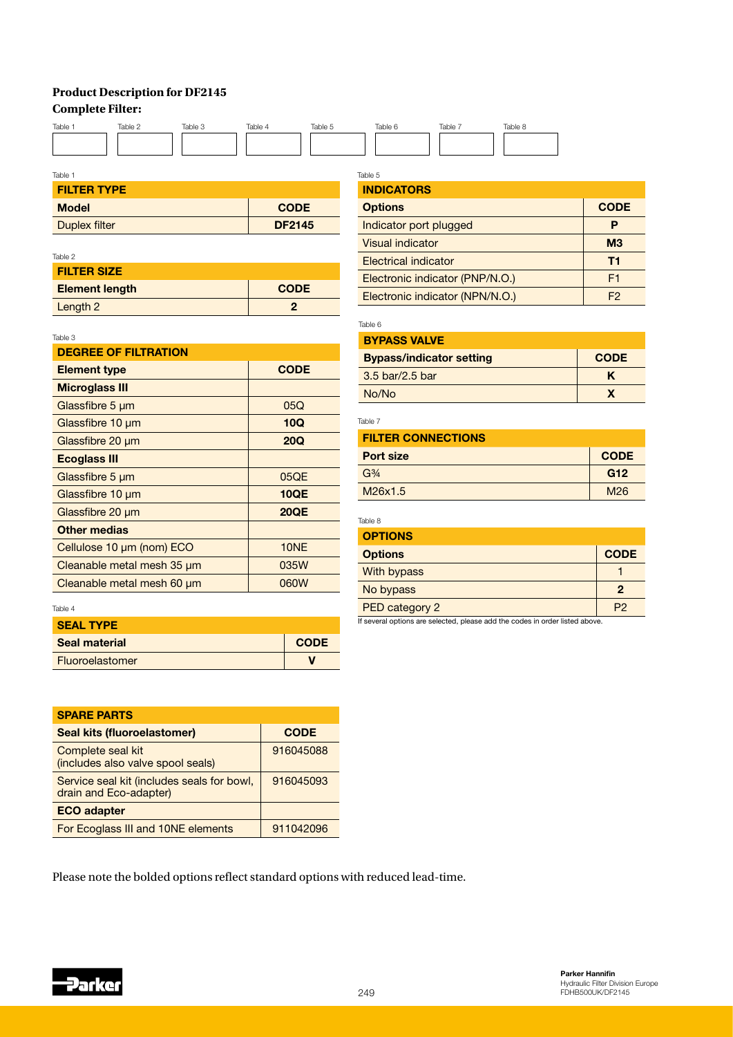**Product Description for DF2145**

**Complete Filter:**

| Table 1 | Table 2 | Table 3 | Table 4 | Table 5 | Table 6 | Table 7 | Table 8 |
|---|---|---|---|---|---|---|---|
| | | | | | | | |

Table 1

| FILTER TYPE | |
|---|---|
| **Model** | **CODE** |
| Duplex filter | **DF2145** |

Table 2

| FILTER SIZE | |
|---|---|
| **Element length** | **CODE** |
| Length 2 | **2** |

Table 3

| DEGREE OF FILTRATION | |
|---|---|
| **Element type** | **CODE** |
| **Microglass III** | |
| Glassfibre 5 µm | 05Q |
| Glassfibre 10 µm | **10Q** |
| Glassfibre 20 µm | **20Q** |
| **Ecoglass III** | |
| Glassfibre 5 µm | 05QE |
| Glassfibre 10 µm | **10QE** |
| Glassfibre 20 µm | **20QE** |
| **Other medias** | |
| Cellulose 10 µm (nom) ECO | 10NE |
| Cleanable metal mesh 35 µm | 035W |
| Cleanable metal mesh 60 µm | 060W |

Table 4

| SEAL TYPE | |
|---|---|
| **Seal material** | **CODE** |
| Fluoroelastomer | **V** |

Table 5

| INDICATORS | |
|---|---|
| **Options** | **CODE** |
| Indicator port plugged | **P** |
| Visual indicator | **M3** |
| Electrical indicator | **T1** |
| Electronic indicator (PNP/N.O.) | F1 |
| Electronic indicator (NPN/N.O.) | F2 |

Table 6

| BYPASS VALVE | |
|---|---|
| **Bypass/indicator setting** | **CODE** |
| 3.5 bar/2.5 bar | **K** |
| No/No | **X** |

Table 7

| FILTER CONNECTIONS | |
|---|---|
| **Port size** | **CODE** |
| G¾ | **G12** |
| M26x1.5 | M26 |

Table 8

| OPTIONS | |
|---|---|
| **Options** | **CODE** |
| With bypass | 1 |
| No bypass | **2** |
| PED category 2 | P2 |

If several options are selected, please add the codes in order listed above.

| SPARE PARTS | |
|---|---|
| **Seal kits (fluoroelastomer)** | **CODE** |
| Complete seal kit (includes also valve spool seals) | 916045088 |
| Service seal kit (includes seals for bowl, drain and Eco-adapter) | 916045093 |
| **ECO adapter** | |
| For Ecoglass III and 10NE elements | 911042096 |

Please note the bolded options reflect standard options with reduced lead-time.